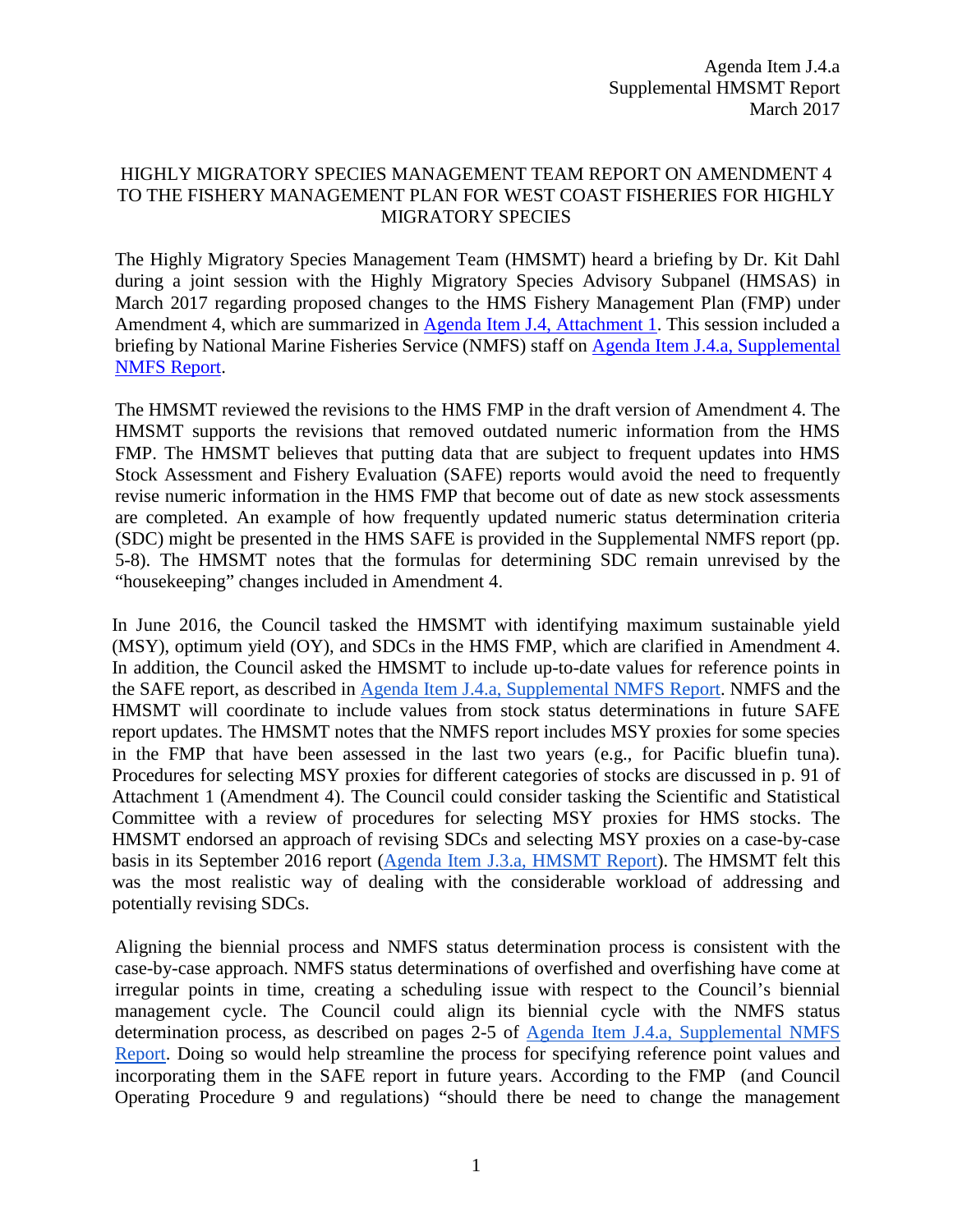Agenda Item J.4.a
Supplemental HMSMT Report
March 2017

# HIGHLY MIGRATORY SPECIES MANAGEMENT TEAM REPORT ON AMENDMENT 4 TO THE FISHERY MANAGEMENT PLAN FOR WEST COAST FISHERIES FOR HIGHLY MIGRATORY SPECIES

The Highly Migratory Species Management Team (HMSMT) heard a briefing by Dr. Kit Dahl during a joint session with the Highly Migratory Species Advisory Subpanel (HMSAS) in March 2017 regarding proposed changes to the HMS Fishery Management Plan (FMP) under Amendment 4, which are summarized in [Agenda Item J.4, Attachment 1](). This session included a briefing by National Marine Fisheries Service (NMFS) staff on [Agenda Item J.4.a, Supplemental NMFS Report]().

The HMSMT reviewed the revisions to the HMS FMP in the draft version of Amendment 4. The HMSMT supports the revisions that removed outdated numeric information from the HMS FMP. The HMSMT believes that putting data that are subject to frequent updates into HMS Stock Assessment and Fishery Evaluation (SAFE) reports would avoid the need to frequently revise numeric information in the HMS FMP that become out of date as new stock assessments are completed. An example of how frequently updated numeric status determination criteria (SDC) might be presented in the HMS SAFE is provided in the Supplemental NMFS report (pp. 5-8). The HMSMT notes that the formulas for determining SDC remain unrevised by the "housekeeping" changes included in Amendment 4.

In June 2016, the Council tasked the HMSMT with identifying maximum sustainable yield (MSY), optimum yield (OY), and SDCs in the HMS FMP, which are clarified in Amendment 4. In addition, the Council asked the HMSMT to include up-to-date values for reference points in the SAFE report, as described in [Agenda Item J.4.a, Supplemental NMFS Report](). NMFS and the HMSMT will coordinate to include values from stock status determinations in future SAFE report updates. The HMSMT notes that the NMFS report includes MSY proxies for some species in the FMP that have been assessed in the last two years (e.g., for Pacific bluefin tuna). Procedures for selecting MSY proxies for different categories of stocks are discussed in p. 91 of Attachment 1 (Amendment 4). The Council could consider tasking the Scientific and Statistical Committee with a review of procedures for selecting MSY proxies for HMS stocks. The HMSMT endorsed an approach of revising SDCs and selecting MSY proxies on a case-by-case basis in its September 2016 report ([Agenda Item J.3.a, HMSMT Report]()). The HMSMT felt this was the most realistic way of dealing with the considerable workload of addressing and potentially revising SDCs.

Aligning the biennial process and NMFS status determination process is consistent with the case-by-case approach. NMFS status determinations of overfished and overfishing have come at irregular points in time, creating a scheduling issue with respect to the Council's biennial management cycle. The Council could align its biennial cycle with the NMFS status determination process, as described on pages 2-5 of [Agenda Item J.4.a, Supplemental NMFS Report](). Doing so would help streamline the process for specifying reference point values and incorporating them in the SAFE report in future years. According to the FMP (and Council Operating Procedure 9 and regulations) "should there be need to change the management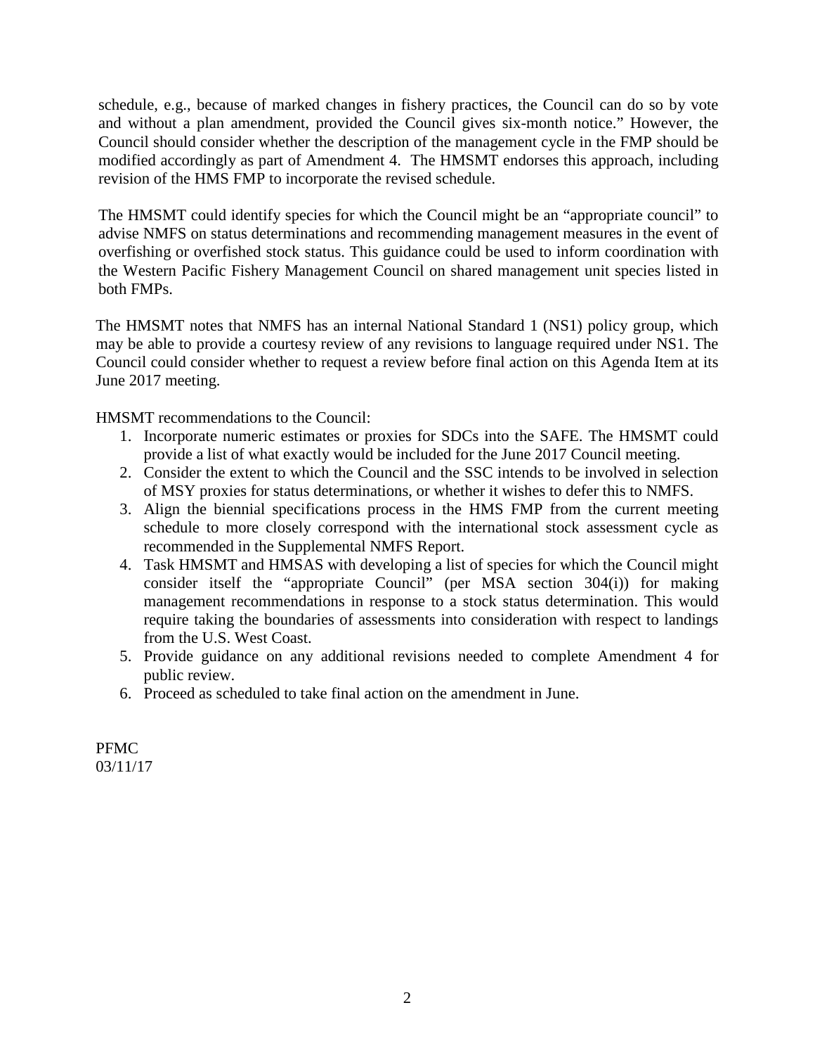schedule, e.g., because of marked changes in fishery practices, the Council can do so by vote and without a plan amendment, provided the Council gives six-month notice." However, the Council should consider whether the description of the management cycle in the FMP should be modified accordingly as part of Amendment 4. The HMSMT endorses this approach, including revision of the HMS FMP to incorporate the revised schedule.

The HMSMT could identify species for which the Council might be an "appropriate council" to advise NMFS on status determinations and recommending management measures in the event of overfishing or overfished stock status. This guidance could be used to inform coordination with the Western Pacific Fishery Management Council on shared management unit species listed in both FMPs.

The HMSMT notes that NMFS has an internal National Standard 1 (NS1) policy group, which may be able to provide a courtesy review of any revisions to language required under NS1. The Council could consider whether to request a review before final action on this Agenda Item at its June 2017 meeting.

HMSMT recommendations to the Council:

1. Incorporate numeric estimates or proxies for SDCs into the SAFE. The HMSMT could provide a list of what exactly would be included for the June 2017 Council meeting.
2. Consider the extent to which the Council and the SSC intends to be involved in selection of MSY proxies for status determinations, or whether it wishes to defer this to NMFS.
3. Align the biennial specifications process in the HMS FMP from the current meeting schedule to more closely correspond with the international stock assessment cycle as recommended in the Supplemental NMFS Report.
4. Task HMSMT and HMSAS with developing a list of species for which the Council might consider itself the "appropriate Council" (per MSA section 304(i)) for making management recommendations in response to a stock status determination. This would require taking the boundaries of assessments into consideration with respect to landings from the U.S. West Coast.
5. Provide guidance on any additional revisions needed to complete Amendment 4 for public review.
6. Proceed as scheduled to take final action on the amendment in June.

PFMC
03/11/17